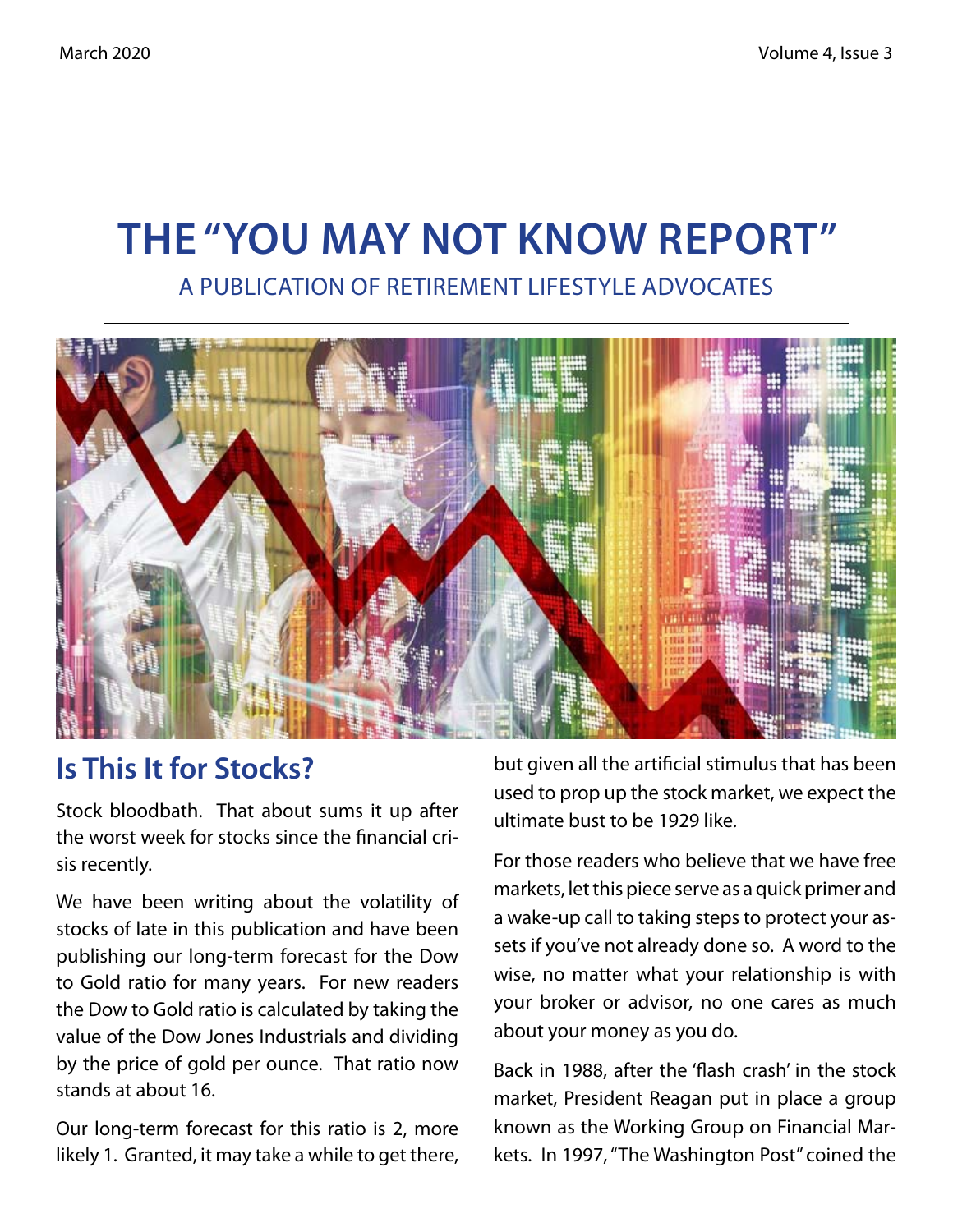# THE "YOU MAY NOT KNOW REPORT"

A PUBLICATION OF RETIREMENT LIFESTYLE ADVOCATES

## Is This It for Stocks?

Stock bloodbath. That about sums it up after the worst week for stocks since the financial crisis recently.

We have been writing about the volatility of stocks of late in this publication and have been publishing our long-term forecast for the Dow to Gold ratio for many years. For new readers the Dow to Gold ratio is calculated by taking the value of the Dow Jones Industrials and dividing by the price of gold per ounce. That ratio now stands at about 16.

Our long-term forecast for this ratio is 2, more likely 1. Granted, it may take a while to get there, but given all the artificial stimulus that has been used to prop up the stock market, we expect the ultimate bust to be 1929 like.

For those readers who believe that we have free markets, let this piece serve as a quick primer and a wake-up call to taking steps to protect your assets if you've not already done so. A word to the wise, no matter what your relationship is with your broker or advisor, no one cares as much about your money as you do.

Back in 1988, after the 'flash crash' in the stock market, President Reagan put in place a group known as the Working Group on Financial Markets. In 1997, "The Washington Post" coined the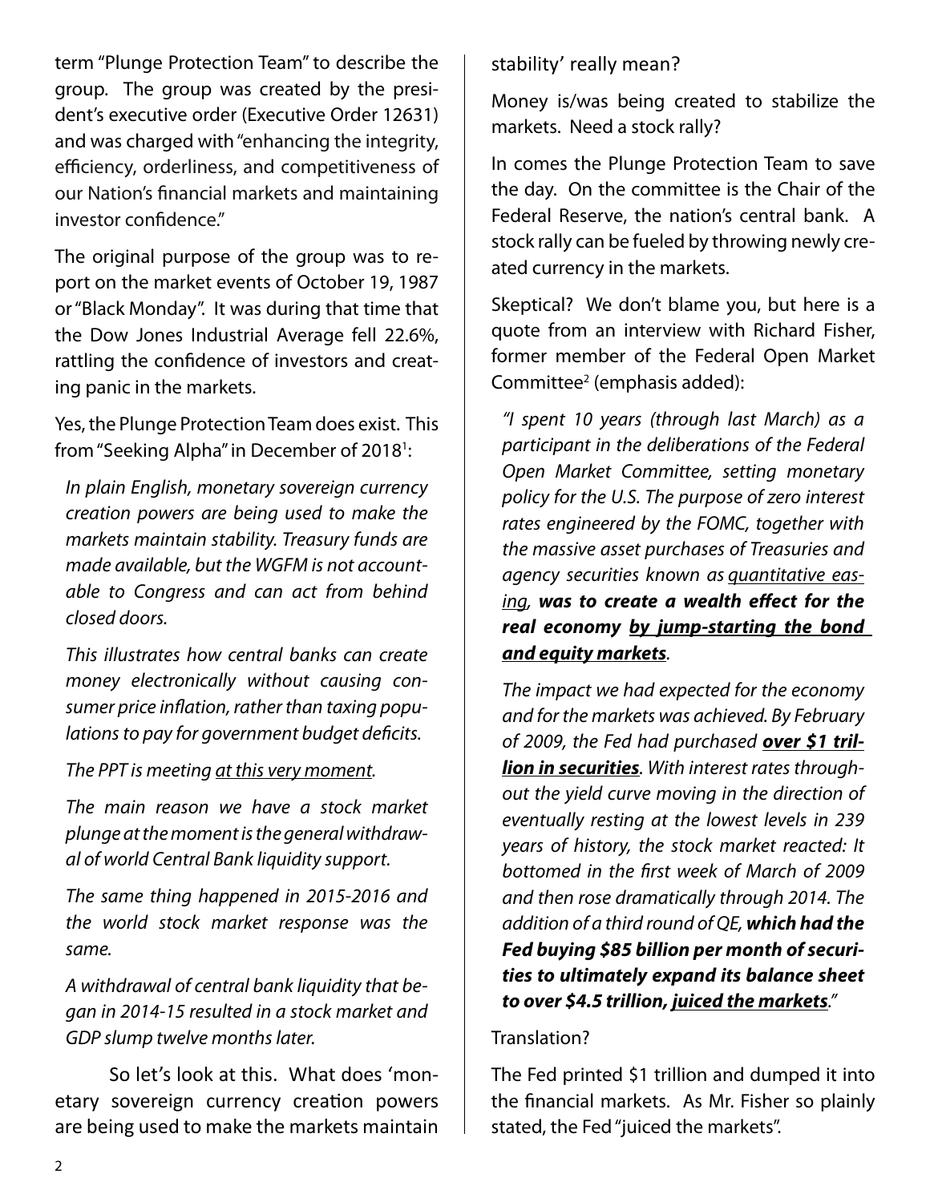term "Plunge Protection Team" to describe the group. The group was created by the president's executive order (Executive Order 12631) and was charged with "enhancing the integrity, efficiency, orderliness, and competitiveness of our Nation's financial markets and maintaining investor confidence."

The original purpose of the group was to report on the market events of October 19, 1987 or "Black Monday". It was during that time that the Dow Jones Industrial Average fell 22.6%, rattling the confidence of investors and creating panic in the markets.

Yes, the Plunge Protection Team does exist. This from "Seeking Alpha" in December of 2018[1]:

> *In plain English, monetary sovereign currency creation powers are being used to make the markets maintain stability. Treasury funds are made available, but the WGFM is not accountable to Congress and can act from behind closed doors.*
>
> *This illustrates how central banks can create money electronically without causing consumer price inflation, rather than taxing populations to pay for government budget deficits.*
>
> *The PPT is meeting <u>at this very moment</u>.*
>
> *The main reason we have a stock market plunge at the moment is the general withdrawal of world Central Bank liquidity support.*
>
> *The same thing happened in 2015-2016 and the world stock market response was the same.*
>
> *A withdrawal of central bank liquidity that began in 2014-15 resulted in a stock market and GDP slump twelve months later.*

So let's look at this. What does 'monetary sovereign currency creation powers are being used to make the markets maintain stability' really mean?

Money is/was being created to stabilize the markets. Need a stock rally?

In comes the Plunge Protection Team to save the day. On the committee is the Chair of the Federal Reserve, the nation's central bank. A stock rally can be fueled by throwing newly created currency in the markets.

Skeptical? We don't blame you, but here is a quote from an interview with Richard Fisher, former member of the Federal Open Market Committee[2] (emphasis added):

> *"I spent 10 years (through last March) as a participant in the deliberations of the Federal Open Market Committee, setting monetary policy for the U.S. The purpose of zero interest rates engineered by the FOMC, together with the massive asset purchases of Treasuries and agency securities known as <u>quantitative easing</u>, **was to create a wealth effect for the real economy <u>by jump-starting the bond and equity markets</u>**.*
>
> *The impact we had expected for the economy and for the markets was achieved. By February of 2009, the Fed had purchased **<u>over $1 trillion in securities</u>**. With interest rates throughout the yield curve moving in the direction of eventually resting at the lowest levels in 239 years of history, the stock market reacted: It bottomed in the first week of March of 2009 and then rose dramatically through 2014. The addition of a third round of QE, **which had the Fed buying $85 billion per month of securities to ultimately expand its balance sheet to over $4.5 trillion, <u>juiced the markets</u>**."*

Translation?

The Fed printed $1 trillion and dumped it into the financial markets. As Mr. Fisher so plainly stated, the Fed "juiced the markets".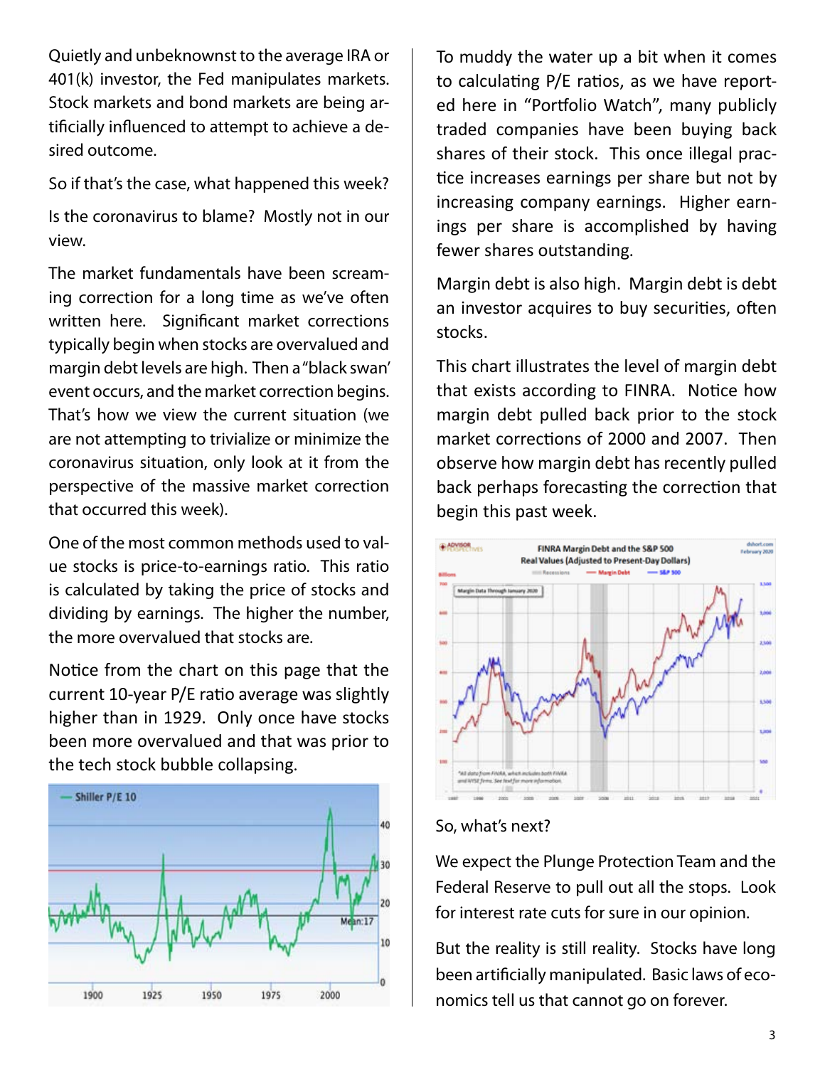Quietly and unbeknownst to the average IRA or 401(k) investor, the Fed manipulates markets. Stock markets and bond markets are being artificially influenced to attempt to achieve a desired outcome.

So if that's the case, what happened this week?

Is the coronavirus to blame? Mostly not in our view.

The market fundamentals have been screaming correction for a long time as we've often written here. Significant market corrections typically begin when stocks are overvalued and margin debt levels are high. Then a "black swan' event occurs, and the market correction begins. That's how we view the current situation (we are not attempting to trivialize or minimize the coronavirus situation, only look at it from the perspective of the massive market correction that occurred this week).

One of the most common methods used to value stocks is price-to-earnings ratio. This ratio is calculated by taking the price of stocks and dividing by earnings. The higher the number, the more overvalued that stocks are.

Notice from the chart on this page that the current 10-year P/E ratio average was slightly higher than in 1929. Only once have stocks been more overvalued and that was prior to the tech stock bubble collapsing.

To muddy the water up a bit when it comes to calculating P/E ratios, as we have reported here in "Portfolio Watch", many publicly traded companies have been buying back shares of their stock. This once illegal practice increases earnings per share but not by increasing company earnings. Higher earnings per share is accomplished by having fewer shares outstanding.

Margin debt is also high. Margin debt is debt an investor acquires to buy securities, often stocks.

This chart illustrates the level of margin debt that exists according to FINRA. Notice how margin debt pulled back prior to the stock market corrections of 2000 and 2007. Then observe how margin debt has recently pulled back perhaps forecasting the correction that begin this past week.

So, what's next?

We expect the Plunge Protection Team and the Federal Reserve to pull out all the stops. Look for interest rate cuts for sure in our opinion.

But the reality is still reality. Stocks have long been artificially manipulated. Basic laws of economics tell us that cannot go on forever.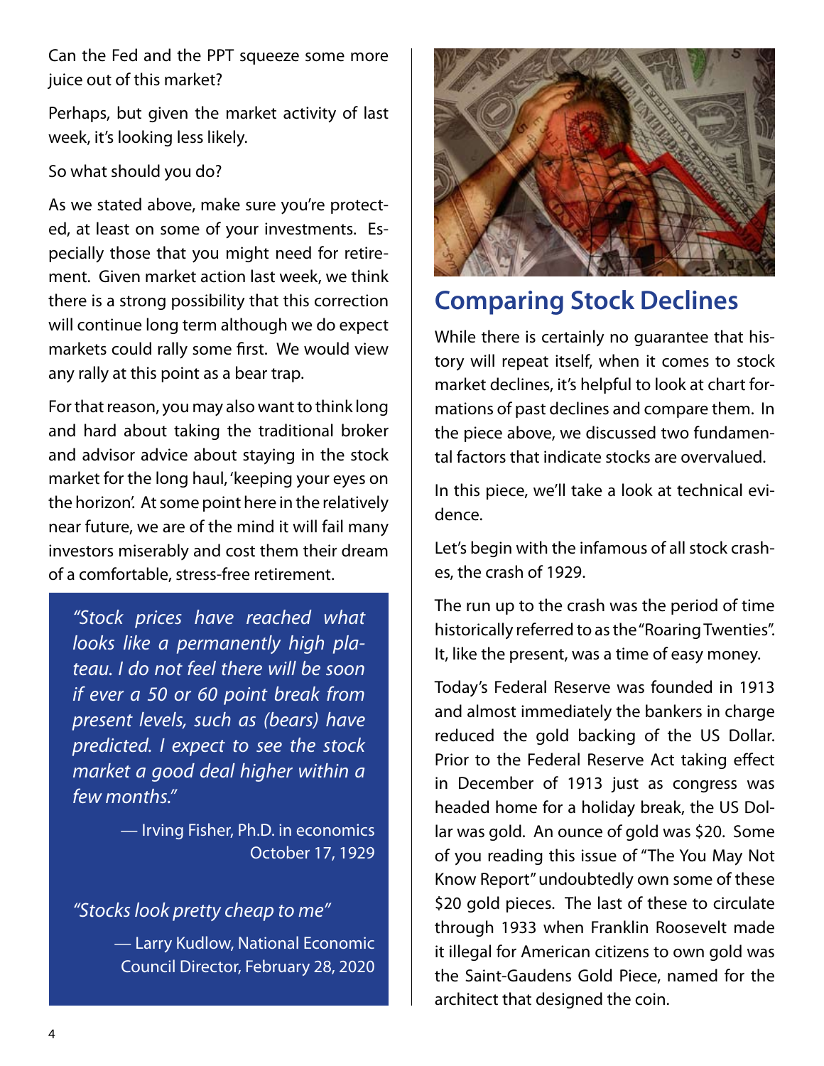Can the Fed and the PPT squeeze some more juice out of this market?

Perhaps, but given the market activity of last week, it's looking less likely.

So what should you do?

As we stated above, make sure you're protected, at least on some of your investments. Especially those that you might need for retirement. Given market action last week, we think there is a strong possibility that this correction will continue long term although we do expect markets could rally some first. We would view any rally at this point as a bear trap.

For that reason, you may also want to think long and hard about taking the traditional broker and advisor advice about staying in the stock market for the long haul, 'keeping your eyes on the horizon'. At some point here in the relatively near future, we are of the mind it will fail many investors miserably and cost them their dream of a comfortable, stress-free retirement.

> *"Stock prices have reached what looks like a permanently high plateau. I do not feel there will be soon if ever a 50 or 60 point break from present levels, such as (bears) have predicted. I expect to see the stock market a good deal higher within a few months."*
>
> — Irving Fisher, Ph.D. in economics
> October 17, 1929
>
> *"Stocks look pretty cheap to me"*
>
> — Larry Kudlow, National Economic Council Director, February 28, 2020

## Comparing Stock Declines

While there is certainly no guarantee that history will repeat itself, when it comes to stock market declines, it's helpful to look at chart formations of past declines and compare them. In the piece above, we discussed two fundamental factors that indicate stocks are overvalued.

In this piece, we'll take a look at technical evidence.

Let's begin with the infamous of all stock crashes, the crash of 1929.

The run up to the crash was the period of time historically referred to as the "Roaring Twenties". It, like the present, was a time of easy money.

Today's Federal Reserve was founded in 1913 and almost immediately the bankers in charge reduced the gold backing of the US Dollar. Prior to the Federal Reserve Act taking effect in December of 1913 just as congress was headed home for a holiday break, the US Dollar was gold. An ounce of gold was $20. Some of you reading this issue of "The You May Not Know Report" undoubtedly own some of these $20 gold pieces. The last of these to circulate through 1933 when Franklin Roosevelt made it illegal for American citizens to own gold was the Saint-Gaudens Gold Piece, named for the architect that designed the coin.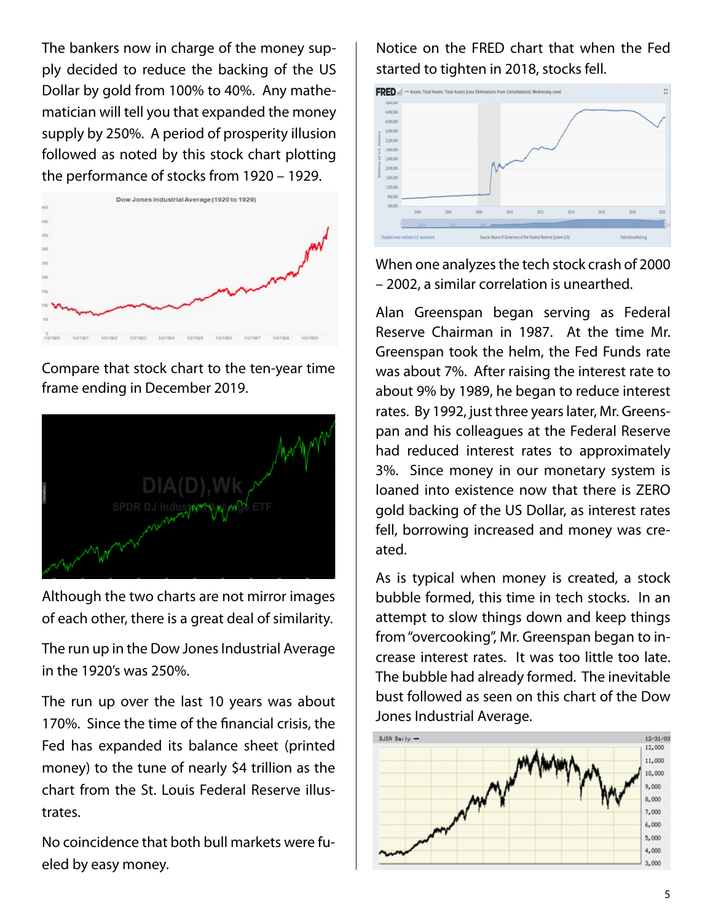The bankers now in charge of the money supply decided to reduce the backing of the US Dollar by gold from 100% to 40%. Any mathematician will tell you that expanded the money supply by 250%. A period of prosperity illusion followed as noted by this stock chart plotting the performance of stocks from 1920 – 1929.

Compare that stock chart to the ten-year time frame ending in December 2019.

Although the two charts are not mirror images of each other, there is a great deal of similarity.

The run up in the Dow Jones Industrial Average in the 1920's was 250%.

The run up over the last 10 years was about 170%. Since the time of the financial crisis, the Fed has expanded its balance sheet (printed money) to the tune of nearly $4 trillion as the chart from the St. Louis Federal Reserve illustrates.

No coincidence that both bull markets were fueled by easy money.

Notice on the FRED chart that when the Fed started to tighten in 2018, stocks fell.

When one analyzes the tech stock crash of 2000 – 2002, a similar correlation is unearthed.

Alan Greenspan began serving as Federal Reserve Chairman in 1987. At the time Mr. Greenspan took the helm, the Fed Funds rate was about 7%. After raising the interest rate to about 9% by 1989, he began to reduce interest rates. By 1992, just three years later, Mr. Greenspan and his colleagues at the Federal Reserve had reduced interest rates to approximately 3%. Since money in our monetary system is loaned into existence now that there is ZERO gold backing of the US Dollar, as interest rates fell, borrowing increased and money was created.

As is typical when money is created, a stock bubble formed, this time in tech stocks. In an attempt to slow things down and keep things from "overcooking", Mr. Greenspan began to increase interest rates. It was too little too late. The bubble had already formed. The inevitable bust followed as seen on this chart of the Dow Jones Industrial Average.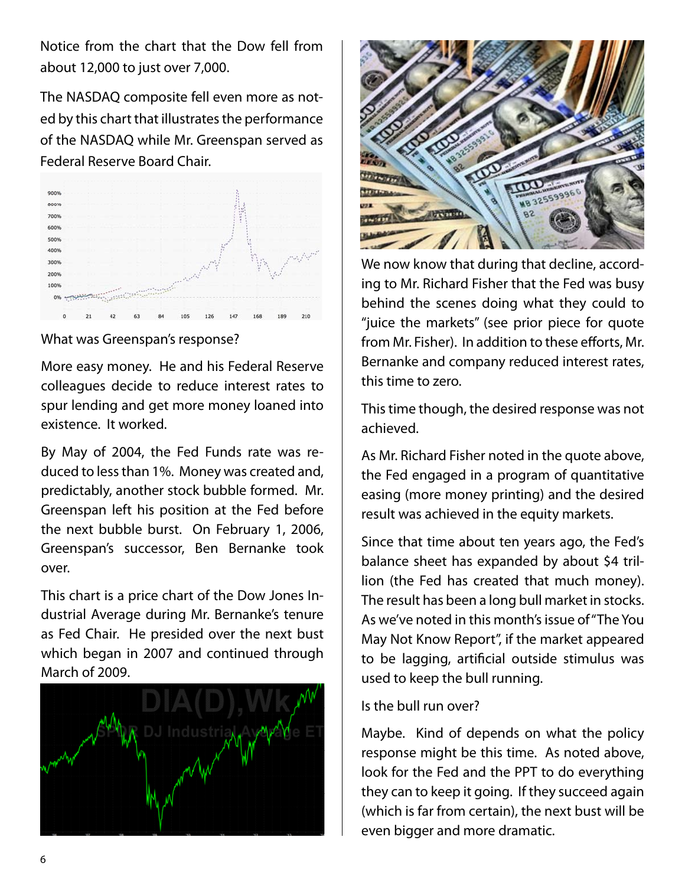Notice from the chart that the Dow fell from about 12,000 to just over 7,000.

The NASDAQ composite fell even more as noted by this chart that illustrates the performance of the NASDAQ while Mr. Greenspan served as Federal Reserve Board Chair.

What was Greenspan's response?

More easy money. He and his Federal Reserve colleagues decide to reduce interest rates to spur lending and get more money loaned into existence. It worked.

By May of 2004, the Fed Funds rate was reduced to less than 1%. Money was created and, predictably, another stock bubble formed. Mr. Greenspan left his position at the Fed before the next bubble burst. On February 1, 2006, Greenspan's successor, Ben Bernanke took over.

This chart is a price chart of the Dow Jones Industrial Average during Mr. Bernanke's tenure as Fed Chair. He presided over the next bust which began in 2007 and continued through March of 2009.

We now know that during that decline, according to Mr. Richard Fisher that the Fed was busy behind the scenes doing what they could to "juice the markets" (see prior piece for quote from Mr. Fisher). In addition to these efforts, Mr. Bernanke and company reduced interest rates, this time to zero.

This time though, the desired response was not achieved.

As Mr. Richard Fisher noted in the quote above, the Fed engaged in a program of quantitative easing (more money printing) and the desired result was achieved in the equity markets.

Since that time about ten years ago, the Fed's balance sheet has expanded by about $4 trillion (the Fed has created that much money). The result has been a long bull market in stocks. As we've noted in this month's issue of "The You May Not Know Report", if the market appeared to be lagging, artificial outside stimulus was used to keep the bull running.

Is the bull run over?

Maybe. Kind of depends on what the policy response might be this time. As noted above, look for the Fed and the PPT to do everything they can to keep it going. If they succeed again (which is far from certain), the next bust will be even bigger and more dramatic.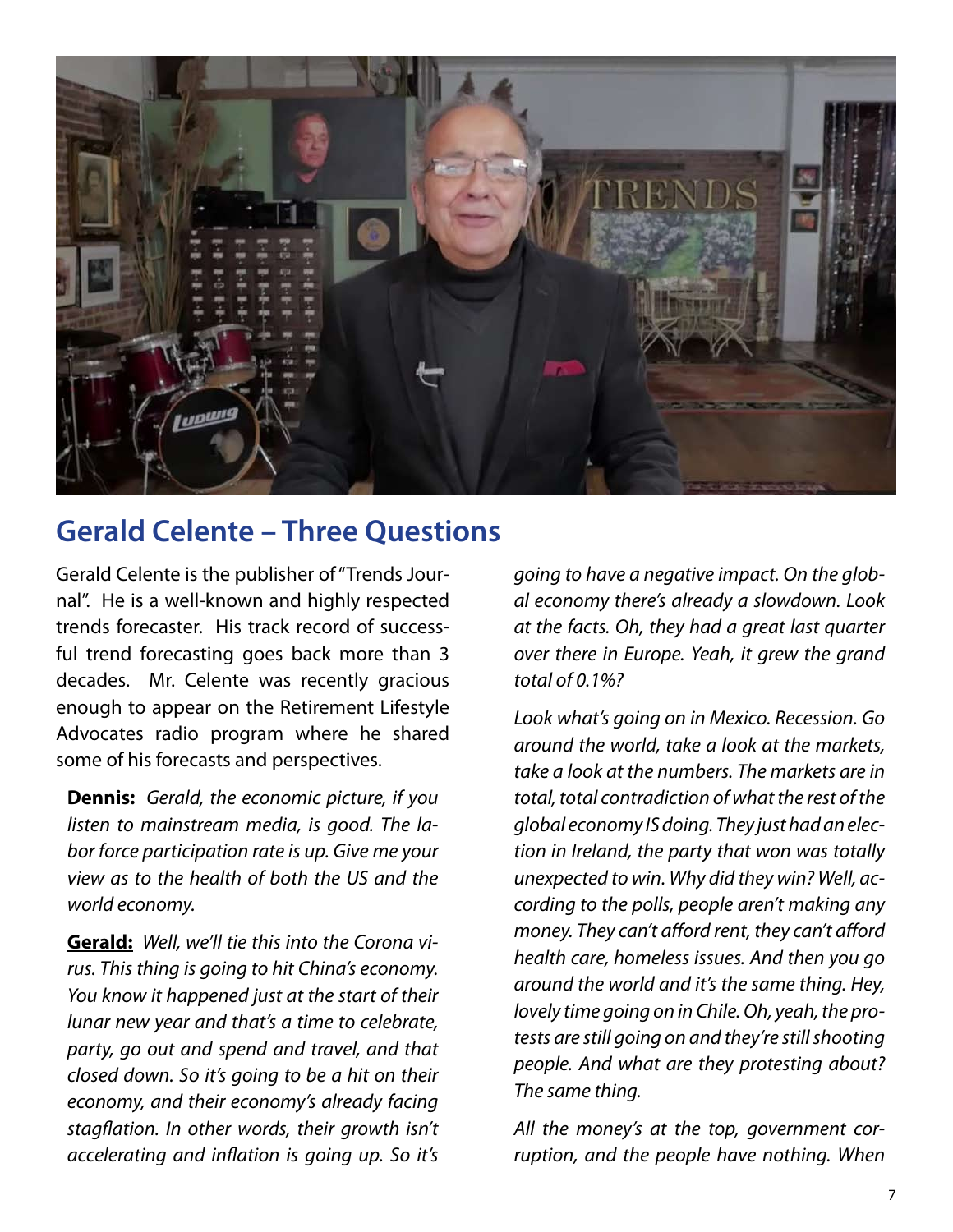## Gerald Celente – Three Questions

Gerald Celente is the publisher of "Trends Journal". He is a well-known and highly respected trends forecaster. His track record of successful trend forecasting goes back more than 3 decades. Mr. Celente was recently gracious enough to appear on the Retirement Lifestyle Advocates radio program where he shared some of his forecasts and perspectives.

**Dennis:** *Gerald, the economic picture, if you listen to mainstream media, is good. The labor force participation rate is up. Give me your view as to the health of both the US and the world economy.*

**Gerald:** *Well, we'll tie this into the Corona virus. This thing is going to hit China's economy. You know it happened just at the start of their lunar new year and that's a time to celebrate, party, go out and spend and travel, and that closed down. So it's going to be a hit on their economy, and their economy's already facing stagflation. In other words, their growth isn't accelerating and inflation is going up. So it's going to have a negative impact. On the global economy there's already a slowdown. Look at the facts. Oh, they had a great last quarter over there in Europe. Yeah, it grew the grand total of 0.1%?*

*Look what's going on in Mexico. Recession. Go around the world, take a look at the markets, take a look at the numbers. The markets are in total, total contradiction of what the rest of the global economy IS doing. They just had an election in Ireland, the party that won was totally unexpected to win. Why did they win? Well, according to the polls, people aren't making any money. They can't afford rent, they can't afford health care, homeless issues. And then you go around the world and it's the same thing. Hey, lovely time going on in Chile. Oh, yeah, the protests are still going on and they're still shooting people. And what are they protesting about? The same thing.*

*All the money's at the top, government corruption, and the people have nothing. When*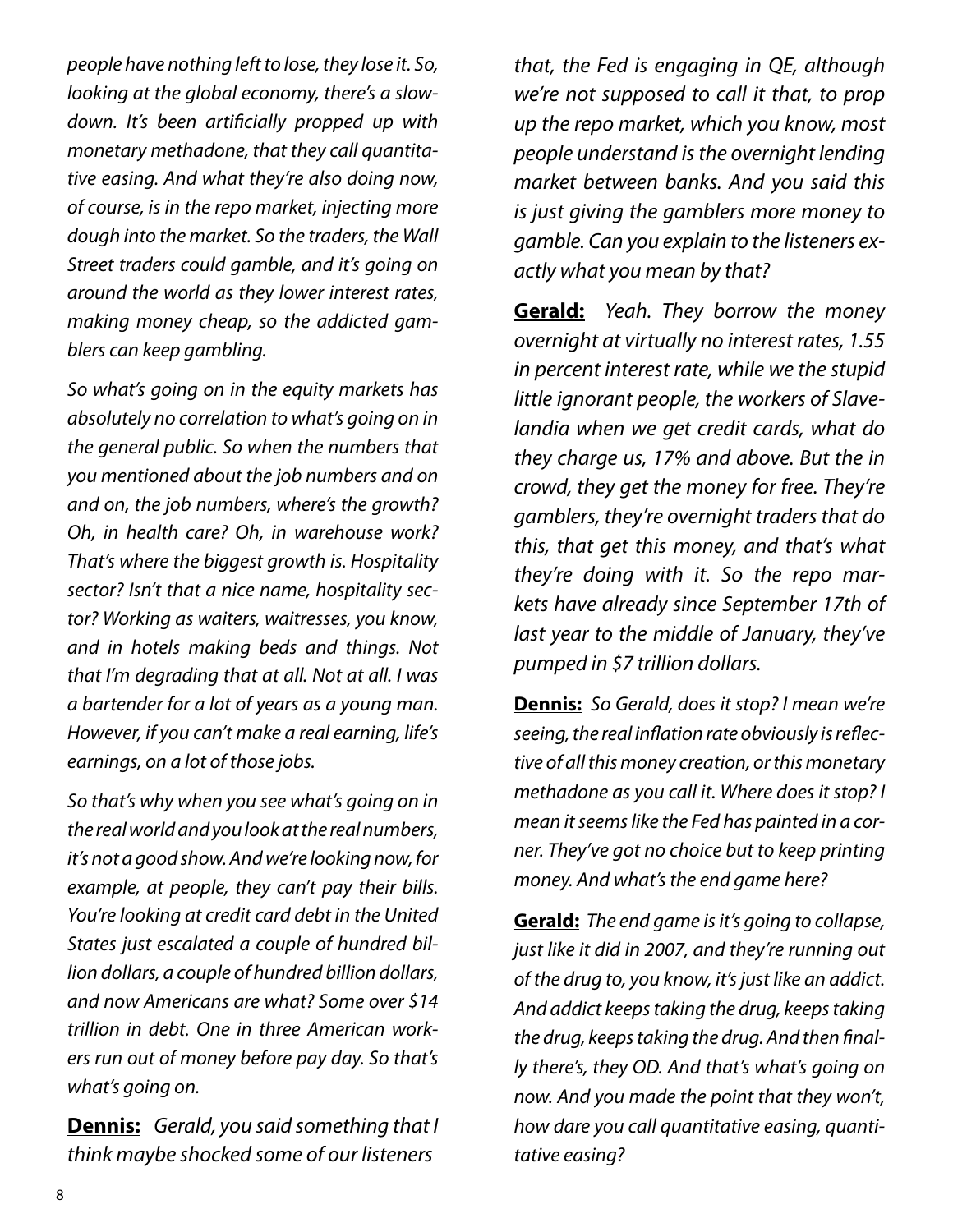*people have nothing left to lose, they lose it. So, looking at the global economy, there's a slowdown. It's been artificially propped up with monetary methadone, that they call quantitative easing. And what they're also doing now, of course, is in the repo market, injecting more dough into the market. So the traders, the Wall Street traders could gamble, and it's going on around the world as they lower interest rates, making money cheap, so the addicted gamblers can keep gambling.*

*So what's going on in the equity markets has absolutely no correlation to what's going on in the general public. So when the numbers that you mentioned about the job numbers and on and on, the job numbers, where's the growth? Oh, in health care? Oh, in warehouse work? That's where the biggest growth is. Hospitality sector? Isn't that a nice name, hospitality sector? Working as waiters, waitresses, you know, and in hotels making beds and things. Not that I'm degrading that at all. Not at all. I was a bartender for a lot of years as a young man. However, if you can't make a real earning, life's earnings, on a lot of those jobs.*

*So that's why when you see what's going on in the real world and you look at the real numbers, it's not a good show. And we're looking now, for example, at people, they can't pay their bills. You're looking at credit card debt in the United States just escalated a couple of hundred billion dollars, a couple of hundred billion dollars, and now Americans are what? Some over $14 trillion in debt. One in three American workers run out of money before pay day. So that's what's going on.*

**Dennis:** *Gerald, you said something that I think maybe shocked some of our listeners that, the Fed is engaging in QE, although we're not supposed to call it that, to prop up the repo market, which you know, most people understand is the overnight lending market between banks. And you said this is just giving the gamblers more money to gamble. Can you explain to the listeners exactly what you mean by that?*

**Gerald:** *Yeah. They borrow the money overnight at virtually no interest rates, 1.55 in percent interest rate, while we the stupid little ignorant people, the workers of Slavelandia when we get credit cards, what do they charge us, 17% and above. But the in crowd, they get the money for free. They're gamblers, they're overnight traders that do this, that get this money, and that's what they're doing with it. So the repo markets have already since September 17th of last year to the middle of January, they've pumped in $7 trillion dollars.*

**Dennis:** *So Gerald, does it stop? I mean we're seeing, the real inflation rate obviously is reflective of all this money creation, or this monetary methadone as you call it. Where does it stop? I mean it seems like the Fed has painted in a corner. They've got no choice but to keep printing money. And what's the end game here?*

**Gerald:** *The end game is it's going to collapse, just like it did in 2007, and they're running out of the drug to, you know, it's just like an addict. And addict keeps taking the drug, keeps taking the drug, keeps taking the drug. And then finally there's, they OD. And that's what's going on now. And you made the point that they won't, how dare you call quantitative easing, quantitative easing?*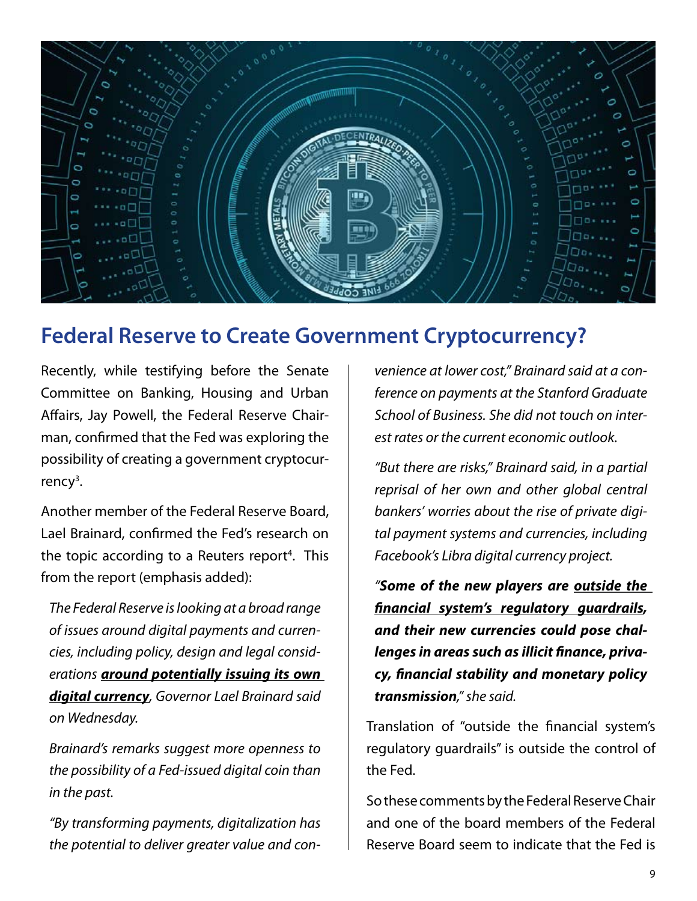## Federal Reserve to Create Government Cryptocurrency?

Recently, while testifying before the Senate Committee on Banking, Housing and Urban Affairs, Jay Powell, the Federal Reserve Chairman, confirmed that the Fed was exploring the possibility of creating a government cryptocurrency[3].

Another member of the Federal Reserve Board, Lael Brainard, confirmed the Fed's research on the topic according to a Reuters report[4]. This from the report (emphasis added):

> *The Federal Reserve is looking at a broad range of issues around digital payments and currencies, including policy, design and legal considerations* ***<u>around potentially issuing its own digital currency</u>****, Governor Lael Brainard said on Wednesday.*
>
> *Brainard's remarks suggest more openness to the possibility of a Fed-issued digital coin than in the past.*
>
> *"By transforming payments, digitalization has the potential to deliver greater value and convenience at lower cost," Brainard said at a conference on payments at the Stanford Graduate School of Business. She did not touch on interest rates or the current economic outlook.*
>
> *"But there are risks," Brainard said, in a partial reprisal of her own and other global central bankers' worries about the rise of private digital payment systems and currencies, including Facebook's Libra digital currency project.*
>
> *"****Some of the new players are <u>outside the financial system's regulatory guardrails</u>, and their new currencies could pose challenges in areas such as illicit finance, privacy, financial stability and monetary policy transmission****," she said.*

Translation of "outside the financial system's regulatory guardrails" is outside the control of the Fed.

So these comments by the Federal Reserve Chair and one of the board members of the Federal Reserve Board seem to indicate that the Fed is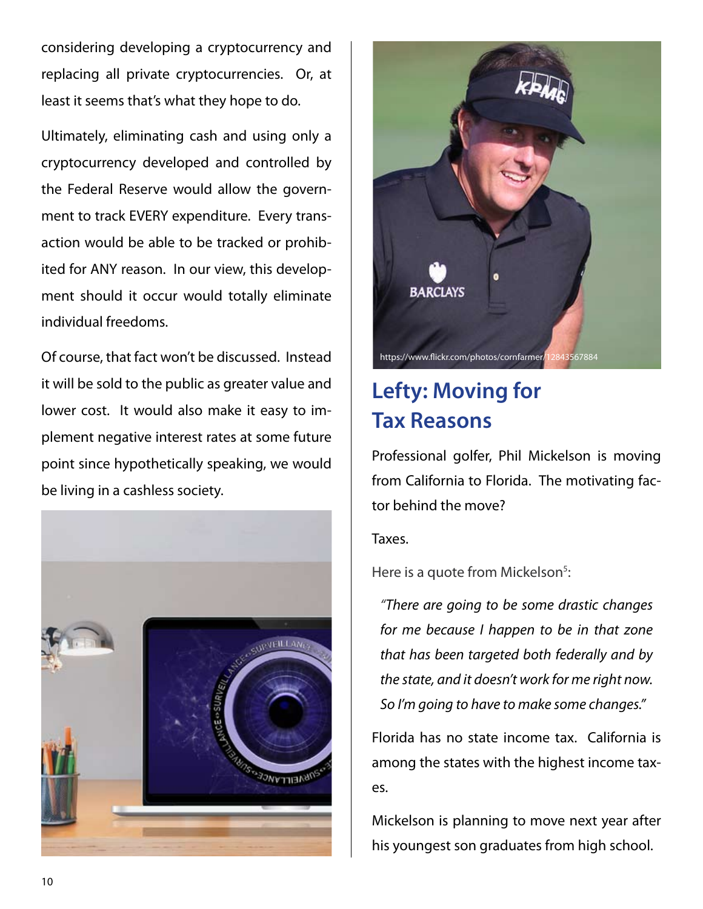considering developing a cryptocurrency and replacing all private cryptocurrencies. Or, at least it seems that's what they hope to do.

Ultimately, eliminating cash and using only a cryptocurrency developed and controlled by the Federal Reserve would allow the government to track EVERY expenditure. Every transaction would be able to be tracked or prohibited for ANY reason. In our view, this development should it occur would totally eliminate individual freedoms.

Of course, that fact won't be discussed. Instead it will be sold to the public as greater value and lower cost. It would also make it easy to implement negative interest rates at some future point since hypothetically speaking, we would be living in a cashless society.

https://www.flickr.com/photos/cornfarmer/12843567884

## Lefty: Moving for Tax Reasons

Professional golfer, Phil Mickelson is moving from California to Florida. The motivating factor behind the move?

Taxes.

Here is a quote from Mickelson[5]:

*"There are going to be some drastic changes for me because I happen to be in that zone that has been targeted both federally and by the state, and it doesn't work for me right now. So I'm going to have to make some changes."*

Florida has no state income tax. California is among the states with the highest income taxes.

Mickelson is planning to move next year after his youngest son graduates from high school.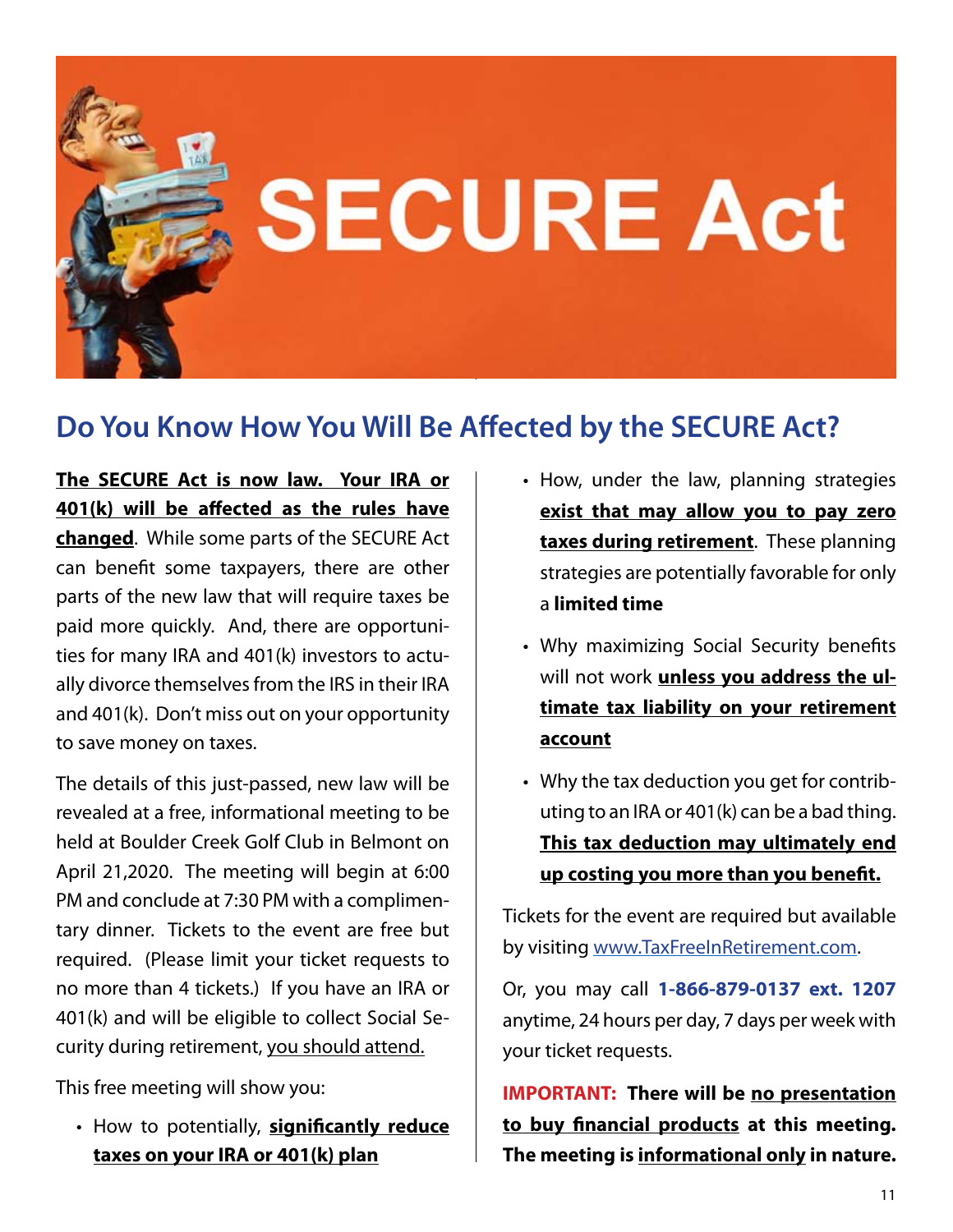# SECURE Act

## Do You Know How You Will Be Affected by the SECURE Act?

**The SECURE Act is now law. Your IRA or 401(k) will be affected as the rules have changed**. While some parts of the SECURE Act can benefit some taxpayers, there are other parts of the new law that will require taxes be paid more quickly. And, there are opportunities for many IRA and 401(k) investors to actually divorce themselves from the IRS in their IRA and 401(k). Don't miss out on your opportunity to save money on taxes.

The details of this just-passed, new law will be revealed at a free, informational meeting to be held at Boulder Creek Golf Club in Belmont on April 21,2020. The meeting will begin at 6:00 PM and conclude at 7:30 PM with a complimentary dinner. Tickets to the event are free but required. (Please limit your ticket requests to no more than 4 tickets.) If you have an IRA or 401(k) and will be eligible to collect Social Security during retirement, you should attend.

This free meeting will show you:

- How to potentially, **significantly reduce taxes on your IRA or 401(k) plan**
- How, under the law, planning strategies **exist that may allow you to pay zero taxes during retirement**. These planning strategies are potentially favorable for only a **limited time**
- Why maximizing Social Security benefits will not work **unless you address the ultimate tax liability on your retirement account**
- Why the tax deduction you get for contributing to an IRA or 401(k) can be a bad thing. **This tax deduction may ultimately end up costing you more than you benefit.**

Tickets for the event are required but available by visiting www.TaxFreeInRetirement.com.

Or, you may call **1-866-879-0137 ext. 1207** anytime, 24 hours per day, 7 days per week with your ticket requests.

**IMPORTANT: There will be no presentation to buy financial products at this meeting. The meeting is informational only in nature.**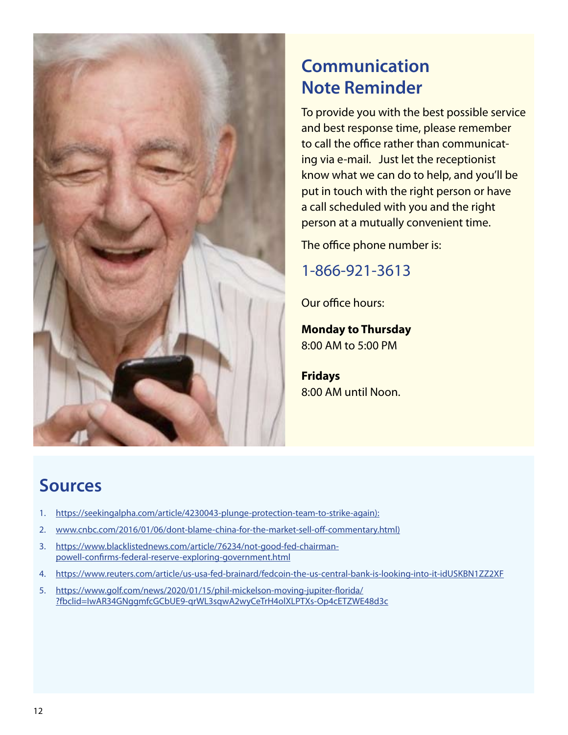## Communication Note Reminder

To provide you with the best possible service and best response time, please remember to call the office rather than communicating via e-mail. Just let the receptionist know what we can do to help, and you'll be put in touch with the right person or have a call scheduled with you and the right person at a mutually convenient time.

The office phone number is:

1-866-921-3613

Our office hours:

**Monday to Thursday**
8:00 AM to 5:00 PM

**Fridays**
8:00 AM until Noon.

## Sources

1. https://seekingalpha.com/article/4230043-plunge-protection-team-to-strike-again):
2. www.cnbc.com/2016/01/06/dont-blame-china-for-the-market-sell-off-commentary.html)
3. https://www.blacklistednews.com/article/76234/not-good-fed-chairman-powell-confirms-federal-reserve-exploring-government.html
4. https://www.reuters.com/article/us-usa-fed-brainard/fedcoin-the-us-central-bank-is-looking-into-it-idUSKBN1ZZ2XF
5. https://www.golf.com/news/2020/01/15/phil-mickelson-moving-jupiter-florida/?fbclid=IwAR34GNggmfcGCbUE9-qrWL3sqwA2wyCeTrH4olXLPTXs-Op4cETZWE48d3c